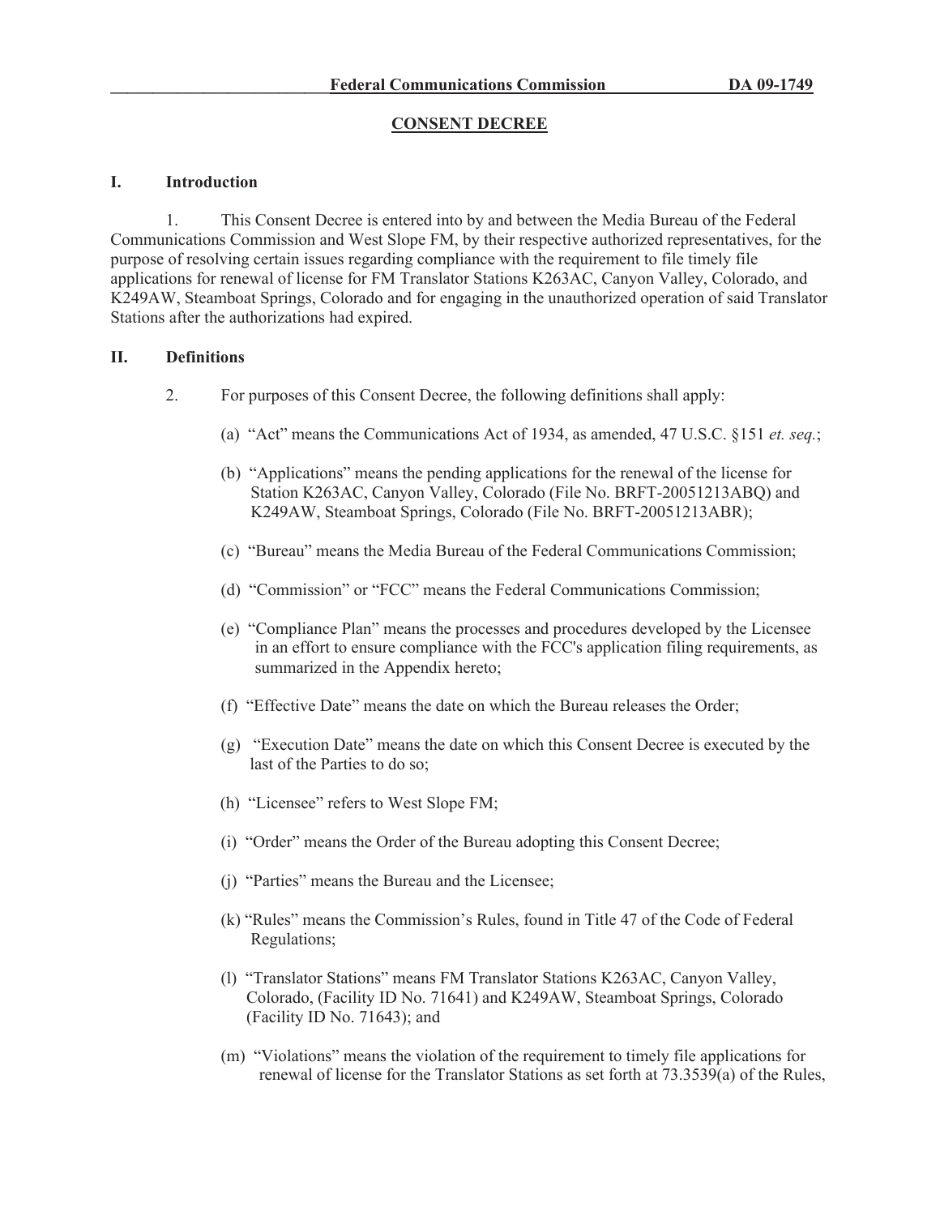# CONSENT DECREE

## I. Introduction

1. This Consent Decree is entered into by and between the Media Bureau of the Federal Communications Commission and West Slope FM, by their respective authorized representatives, for the purpose of resolving certain issues regarding compliance with the requirement to file timely file applications for renewal of license for FM Translator Stations K263AC, Canyon Valley, Colorado, and K249AW, Steamboat Springs, Colorado and for engaging in the unauthorized operation of said Translator Stations after the authorizations had expired.

## II. Definitions

2. For purposes of this Consent Decree, the following definitions shall apply:

(a) "Act" means the Communications Act of 1934, as amended, 47 U.S.C. §151 *et. seq.*;

(b) "Applications" means the pending applications for the renewal of the license for Station K263AC, Canyon Valley, Colorado (File No. BRFT-20051213ABQ) and K249AW, Steamboat Springs, Colorado (File No. BRFT-20051213ABR);

(c) "Bureau" means the Media Bureau of the Federal Communications Commission;

(d) "Commission" or "FCC" means the Federal Communications Commission;

(e) "Compliance Plan" means the processes and procedures developed by the Licensee in an effort to ensure compliance with the FCC's application filing requirements, as summarized in the Appendix hereto;

(f) "Effective Date" means the date on which the Bureau releases the Order;

(g) "Execution Date" means the date on which this Consent Decree is executed by the last of the Parties to do so;

(h) "Licensee" refers to West Slope FM;

(i) "Order" means the Order of the Bureau adopting this Consent Decree;

(j) "Parties" means the Bureau and the Licensee;

(k) "Rules" means the Commission's Rules, found in Title 47 of the Code of Federal Regulations;

(l) "Translator Stations" means FM Translator Stations K263AC, Canyon Valley, Colorado, (Facility ID No. 71641) and K249AW, Steamboat Springs, Colorado (Facility ID No. 71643); and

(m) "Violations" means the violation of the requirement to timely file applications for renewal of license for the Translator Stations as set forth at 73.3539(a) of the Rules,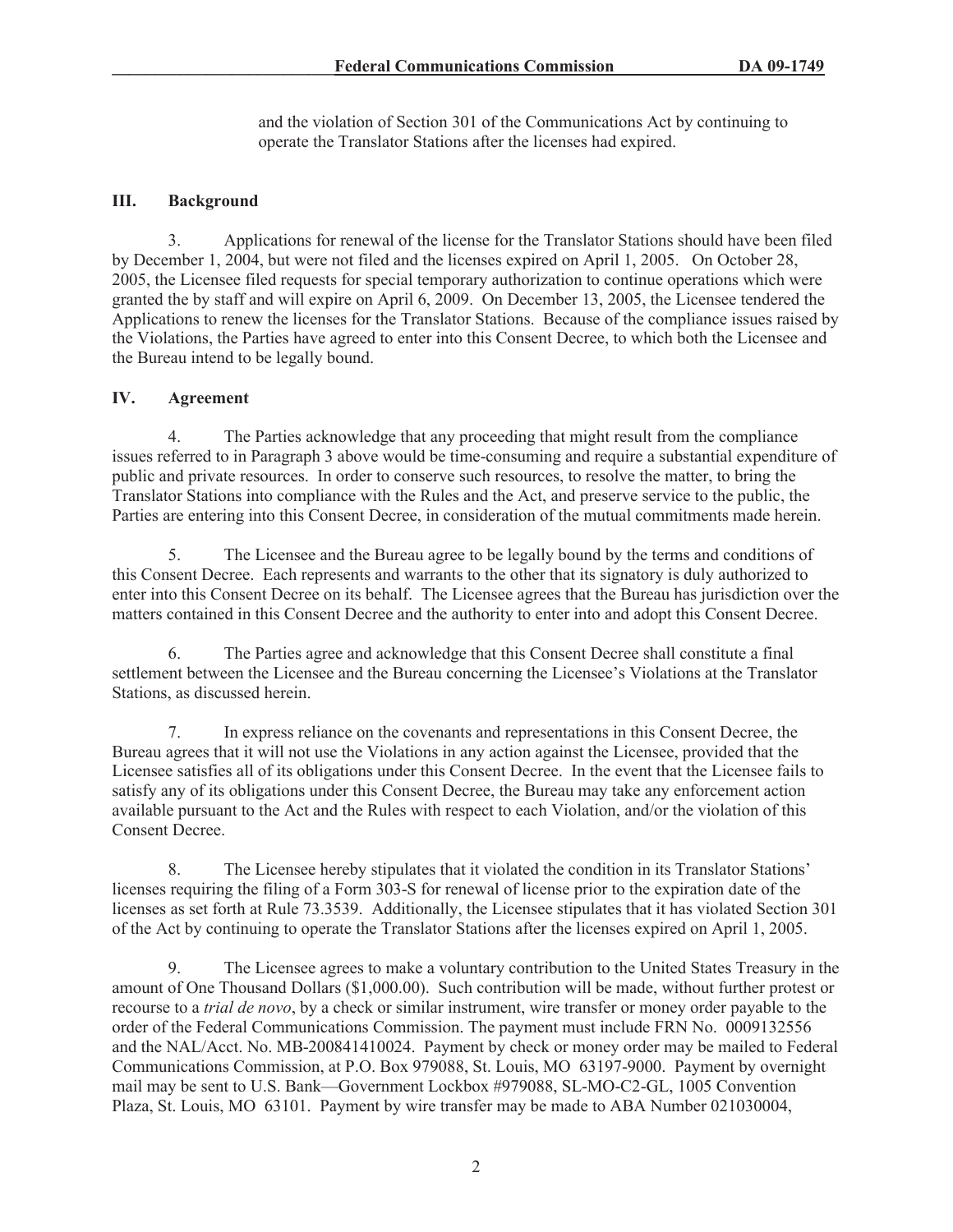and the violation of Section 301 of the Communications Act by continuing to operate the Translator Stations after the licenses had expired.

## III. Background

3. Applications for renewal of the license for the Translator Stations should have been filed by December 1, 2004, but were not filed and the licenses expired on April 1, 2005. On October 28, 2005, the Licensee filed requests for special temporary authorization to continue operations which were granted the by staff and will expire on April 6, 2009. On December 13, 2005, the Licensee tendered the Applications to renew the licenses for the Translator Stations. Because of the compliance issues raised by the Violations, the Parties have agreed to enter into this Consent Decree, to which both the Licensee and the Bureau intend to be legally bound.

## IV. Agreement

4. The Parties acknowledge that any proceeding that might result from the compliance issues referred to in Paragraph 3 above would be time-consuming and require a substantial expenditure of public and private resources. In order to conserve such resources, to resolve the matter, to bring the Translator Stations into compliance with the Rules and the Act, and preserve service to the public, the Parties are entering into this Consent Decree, in consideration of the mutual commitments made herein.

5. The Licensee and the Bureau agree to be legally bound by the terms and conditions of this Consent Decree. Each represents and warrants to the other that its signatory is duly authorized to enter into this Consent Decree on its behalf. The Licensee agrees that the Bureau has jurisdiction over the matters contained in this Consent Decree and the authority to enter into and adopt this Consent Decree.

6. The Parties agree and acknowledge that this Consent Decree shall constitute a final settlement between the Licensee and the Bureau concerning the Licensee's Violations at the Translator Stations, as discussed herein.

7. In express reliance on the covenants and representations in this Consent Decree, the Bureau agrees that it will not use the Violations in any action against the Licensee, provided that the Licensee satisfies all of its obligations under this Consent Decree. In the event that the Licensee fails to satisfy any of its obligations under this Consent Decree, the Bureau may take any enforcement action available pursuant to the Act and the Rules with respect to each Violation, and/or the violation of this Consent Decree.

8. The Licensee hereby stipulates that it violated the condition in its Translator Stations' licenses requiring the filing of a Form 303-S for renewal of license prior to the expiration date of the licenses as set forth at Rule 73.3539. Additionally, the Licensee stipulates that it has violated Section 301 of the Act by continuing to operate the Translator Stations after the licenses expired on April 1, 2005.

9. The Licensee agrees to make a voluntary contribution to the United States Treasury in the amount of One Thousand Dollars ($1,000.00). Such contribution will be made, without further protest or recourse to a *trial de novo*, by a check or similar instrument, wire transfer or money order payable to the order of the Federal Communications Commission. The payment must include FRN No. 0009132556 and the NAL/Acct. No. MB-200841410024. Payment by check or money order may be mailed to Federal Communications Commission, at P.O. Box 979088, St. Louis, MO 63197-9000. Payment by overnight mail may be sent to U.S. Bank—Government Lockbox #979088, SL-MO-C2-GL, 1005 Convention Plaza, St. Louis, MO 63101. Payment by wire transfer may be made to ABA Number 021030004,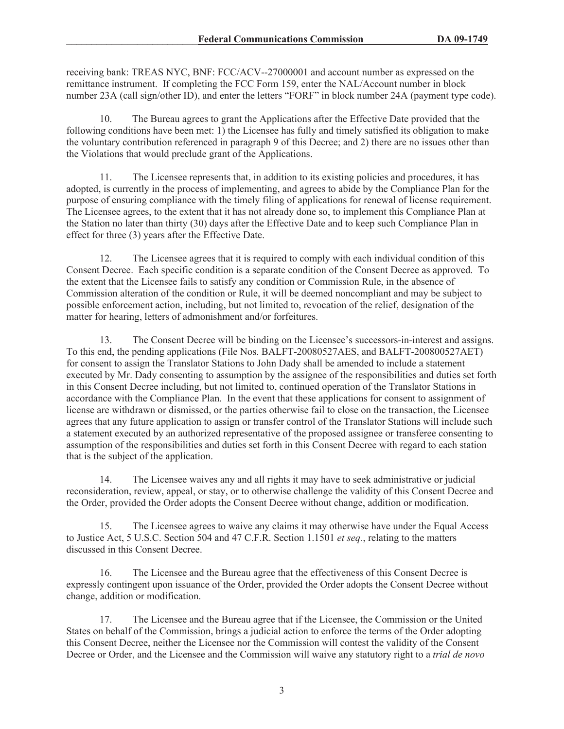receiving bank: TREAS NYC, BNF: FCC/ACV--27000001 and account number as expressed on the remittance instrument. If completing the FCC Form 159, enter the NAL/Account number in block number 23A (call sign/other ID), and enter the letters "FORF" in block number 24A (payment type code).

10. The Bureau agrees to grant the Applications after the Effective Date provided that the following conditions have been met: 1) the Licensee has fully and timely satisfied its obligation to make the voluntary contribution referenced in paragraph 9 of this Decree; and 2) there are no issues other than the Violations that would preclude grant of the Applications.

11. The Licensee represents that, in addition to its existing policies and procedures, it has adopted, is currently in the process of implementing, and agrees to abide by the Compliance Plan for the purpose of ensuring compliance with the timely filing of applications for renewal of license requirement. The Licensee agrees, to the extent that it has not already done so, to implement this Compliance Plan at the Station no later than thirty (30) days after the Effective Date and to keep such Compliance Plan in effect for three (3) years after the Effective Date.

12. The Licensee agrees that it is required to comply with each individual condition of this Consent Decree. Each specific condition is a separate condition of the Consent Decree as approved. To the extent that the Licensee fails to satisfy any condition or Commission Rule, in the absence of Commission alteration of the condition or Rule, it will be deemed noncompliant and may be subject to possible enforcement action, including, but not limited to, revocation of the relief, designation of the matter for hearing, letters of admonishment and/or forfeitures.

13. The Consent Decree will be binding on the Licensee's successors-in-interest and assigns. To this end, the pending applications (File Nos. BALFT-20080527AES, and BALFT-200800527AET) for consent to assign the Translator Stations to John Dady shall be amended to include a statement executed by Mr. Dady consenting to assumption by the assignee of the responsibilities and duties set forth in this Consent Decree including, but not limited to, continued operation of the Translator Stations in accordance with the Compliance Plan. In the event that these applications for consent to assignment of license are withdrawn or dismissed, or the parties otherwise fail to close on the transaction, the Licensee agrees that any future application to assign or transfer control of the Translator Stations will include such a statement executed by an authorized representative of the proposed assignee or transferee consenting to assumption of the responsibilities and duties set forth in this Consent Decree with regard to each station that is the subject of the application.

14. The Licensee waives any and all rights it may have to seek administrative or judicial reconsideration, review, appeal, or stay, or to otherwise challenge the validity of this Consent Decree and the Order, provided the Order adopts the Consent Decree without change, addition or modification.

15. The Licensee agrees to waive any claims it may otherwise have under the Equal Access to Justice Act, 5 U.S.C. Section 504 and 47 C.F.R. Section 1.1501 *et seq.*, relating to the matters discussed in this Consent Decree.

16. The Licensee and the Bureau agree that the effectiveness of this Consent Decree is expressly contingent upon issuance of the Order, provided the Order adopts the Consent Decree without change, addition or modification.

17. The Licensee and the Bureau agree that if the Licensee, the Commission or the United States on behalf of the Commission, brings a judicial action to enforce the terms of the Order adopting this Consent Decree, neither the Licensee nor the Commission will contest the validity of the Consent Decree or Order, and the Licensee and the Commission will waive any statutory right to a *trial de novo*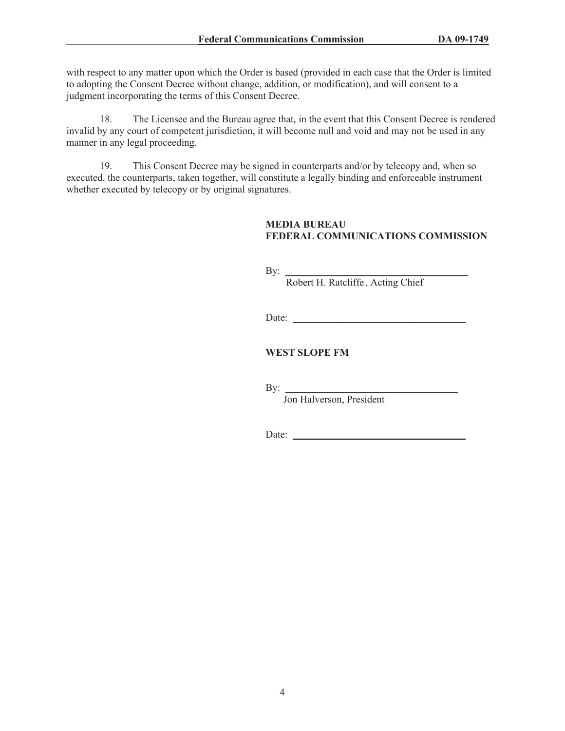with respect to any matter upon which the Order is based (provided in each case that the Order is limited to adopting the Consent Decree without change, addition, or modification), and will consent to a judgment incorporating the terms of this Consent Decree.

18. The Licensee and the Bureau agree that, in the event that this Consent Decree is rendered invalid by any court of competent jurisdiction, it will become null and void and may not be used in any manner in any legal proceeding.

19. This Consent Decree may be signed in counterparts and/or by telecopy and, when so executed, the counterparts, taken together, will constitute a legally binding and enforceable instrument whether executed by telecopy or by original signatures.

**MEDIA BUREAU**
**FEDERAL COMMUNICATIONS COMMISSION**

By: ___________________________________
Robert H. Ratcliffe, Acting Chief

Date: ___________________________________

**WEST SLOPE FM**

By: ___________________________________
Jon Halverson, President

Date: ___________________________________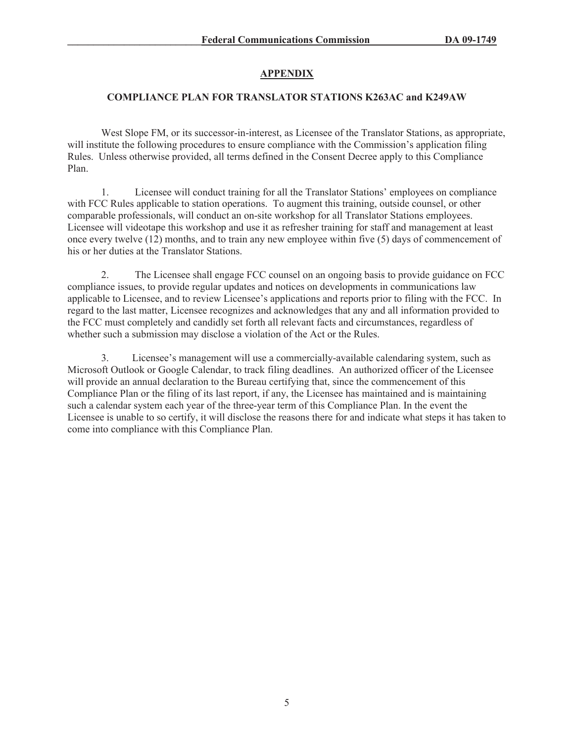## APPENDIX

### COMPLIANCE PLAN FOR TRANSLATOR STATIONS K263AC and K249AW

West Slope FM, or its successor-in-interest, as Licensee of the Translator Stations, as appropriate, will institute the following procedures to ensure compliance with the Commission's application filing Rules. Unless otherwise provided, all terms defined in the Consent Decree apply to this Compliance Plan.

1. Licensee will conduct training for all the Translator Stations' employees on compliance with FCC Rules applicable to station operations. To augment this training, outside counsel, or other comparable professionals, will conduct an on-site workshop for all Translator Stations employees. Licensee will videotape this workshop and use it as refresher training for staff and management at least once every twelve (12) months, and to train any new employee within five (5) days of commencement of his or her duties at the Translator Stations.

2. The Licensee shall engage FCC counsel on an ongoing basis to provide guidance on FCC compliance issues, to provide regular updates and notices on developments in communications law applicable to Licensee, and to review Licensee's applications and reports prior to filing with the FCC. In regard to the last matter, Licensee recognizes and acknowledges that any and all information provided to the FCC must completely and candidly set forth all relevant facts and circumstances, regardless of whether such a submission may disclose a violation of the Act or the Rules.

3. Licensee's management will use a commercially-available calendaring system, such as Microsoft Outlook or Google Calendar, to track filing deadlines. An authorized officer of the Licensee will provide an annual declaration to the Bureau certifying that, since the commencement of this Compliance Plan or the filing of its last report, if any, the Licensee has maintained and is maintaining such a calendar system each year of the three-year term of this Compliance Plan. In the event the Licensee is unable to so certify, it will disclose the reasons there for and indicate what steps it has taken to come into compliance with this Compliance Plan.